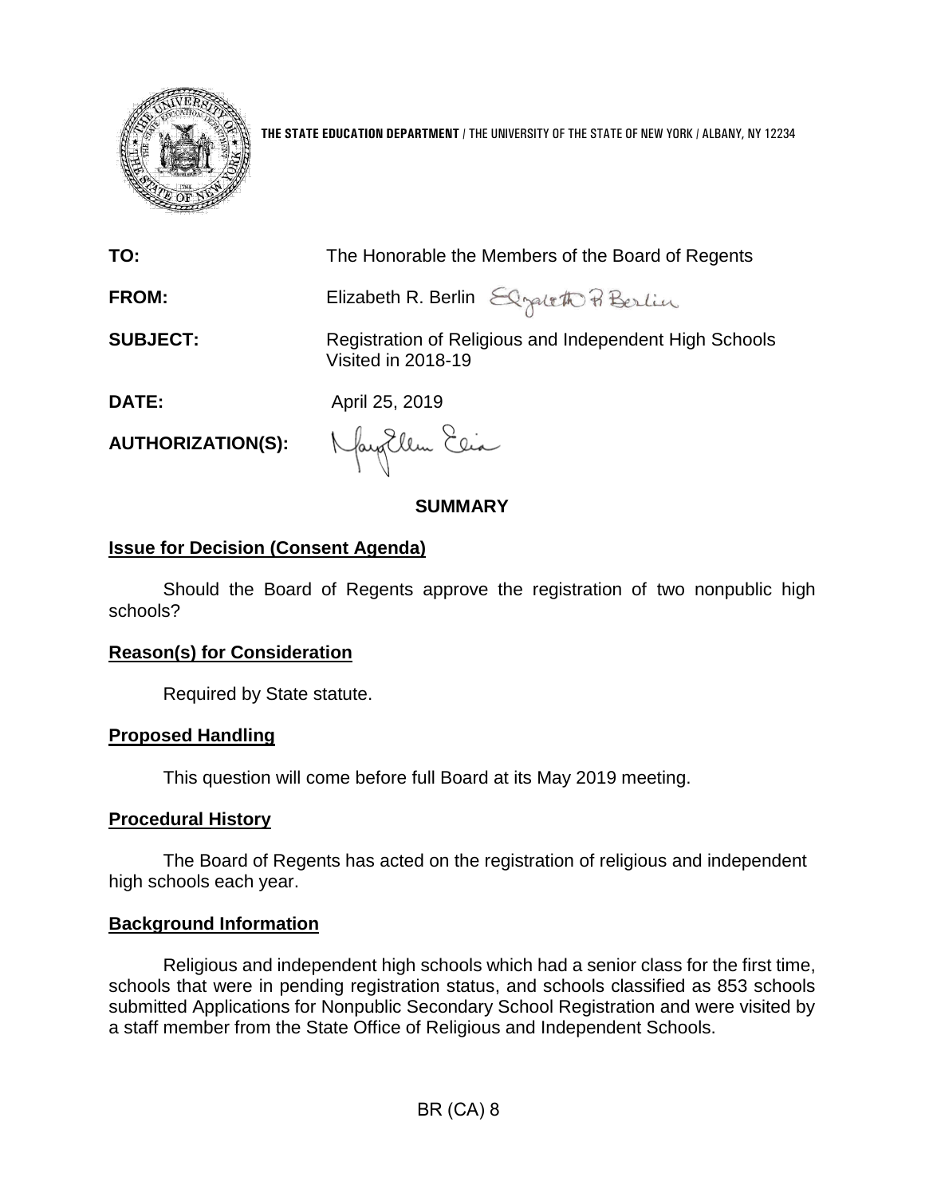**THE STATE EDUCATION DEPARTMENT** / THE UNIVERSITY OF THE STATE OF NEW YORK / ALBANY, NY 12234

**TO:** The Honorable the Members of the Board of Regents

**FROM:** Elizabeth R. Berlin

**SUBJECT:** Registration of Religious and Independent High Schools Visited in 2018-19

**DATE:** April 25, 2019

**AUTHORIZATION(S):**

## SUMMARY

### Issue for Decision (Consent Agenda)

Should the Board of Regents approve the registration of two nonpublic high schools?

### Reason(s) for Consideration

Required by State statute.

### Proposed Handling

This question will come before full Board at its May 2019 meeting.

### Procedural History

The Board of Regents has acted on the registration of religious and independent high schools each year.

### Background Information

Religious and independent high schools which had a senior class for the first time, schools that were in pending registration status, and schools classified as 853 schools submitted Applications for Nonpublic Secondary School Registration and were visited by a staff member from the State Office of Religious and Independent Schools.

BR (CA) 8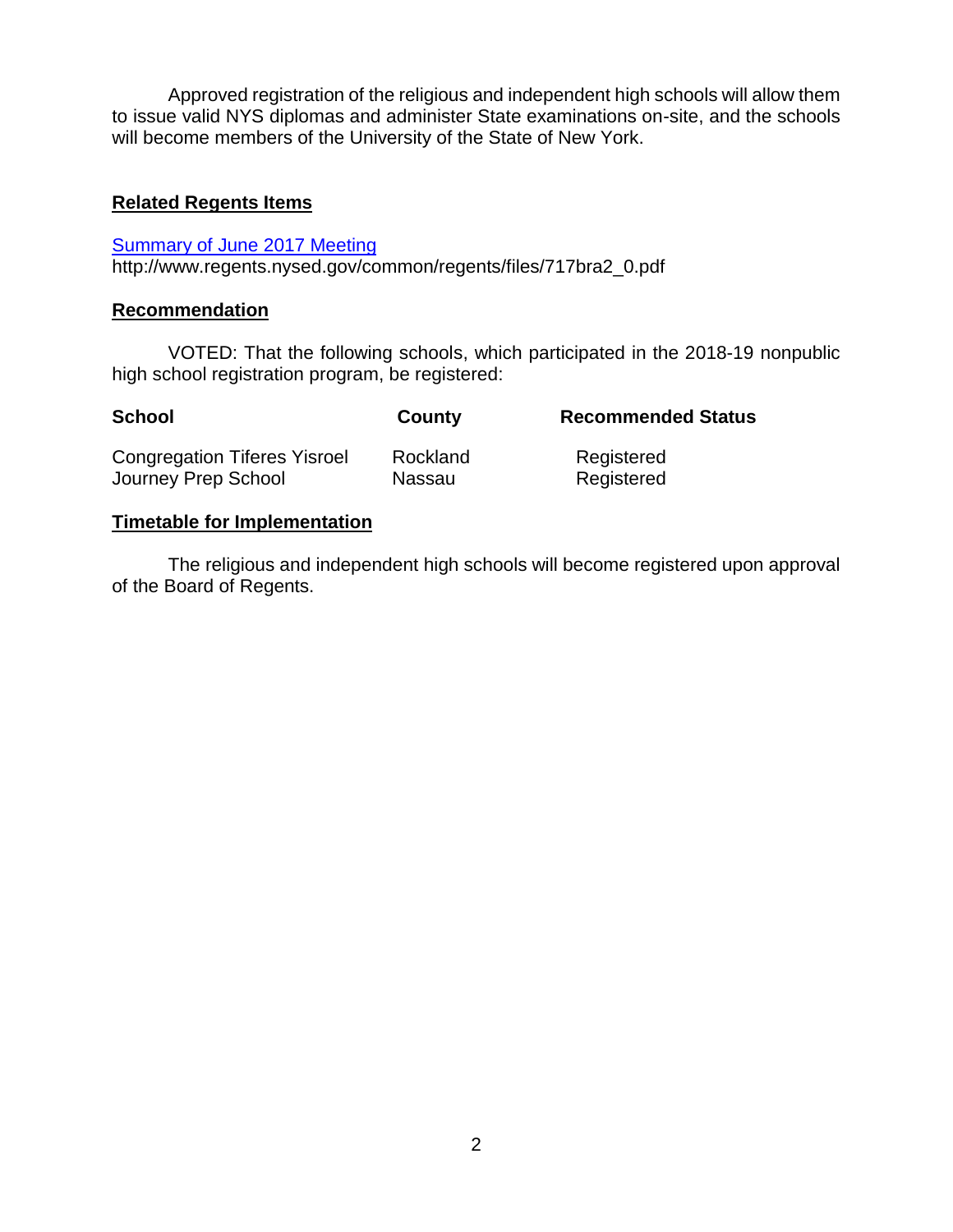Approved registration of the religious and independent high schools will allow them to issue valid NYS diplomas and administer State examinations on-site, and the schools will become members of the University of the State of New York.

**Related Regents Items**

[Summary of June 2017 Meeting](http://www.regents.nysed.gov/common/regents/files/717bra2_0.pdf)
http://www.regents.nysed.gov/common/regents/files/717bra2_0.pdf

**Recommendation**

VOTED: That the following schools, which participated in the 2018-19 nonpublic high school registration program, be registered:

| School | County | Recommended Status |
|---|---|---|
| Congregation Tiferes Yisroel | Rockland | Registered |
| Journey Prep School | Nassau | Registered |

**Timetable for Implementation**

The religious and independent high schools will become registered upon approval of the Board of Regents.